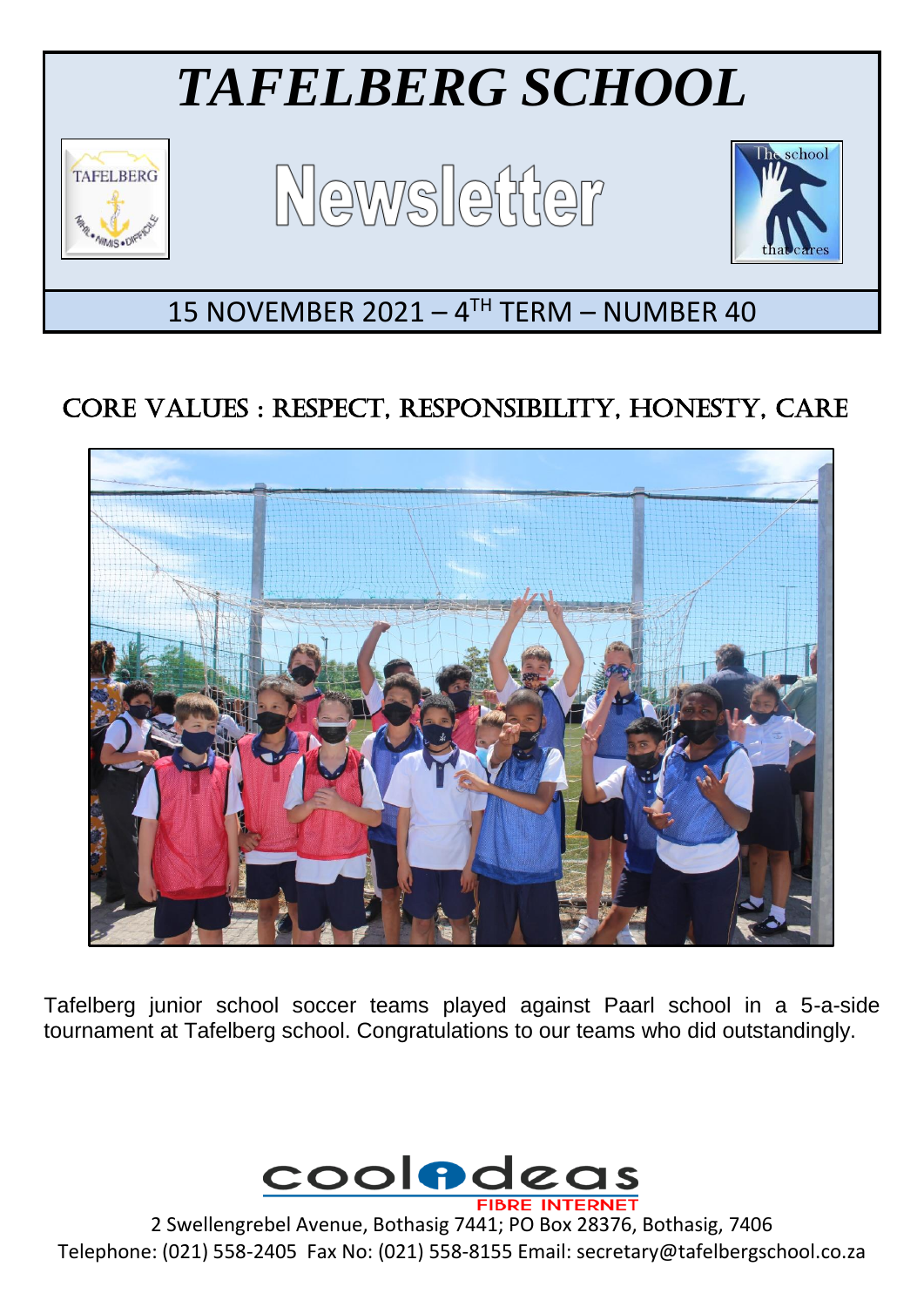# *TAFELBERG SCHOOL*

# Newsletter

15 NOVEMBER 2021 – 4TH TERM – NUMBER 40

## CORE VALUES : RESPECT, RESPONSIBILITY, HONESTY, CARE

Tafelberg junior school soccer teams played against Paarl school in a 5-a-side tournament at Tafelberg school. Congratulations to our teams who did outstandingly.

2 Swellengrebel Avenue, Bothasig 7441; PO Box 28376, Bothasig, 7406
Telephone: (021) 558-2405 Fax No: (021) 558-8155 Email: secretary@tafelbergschool.co.za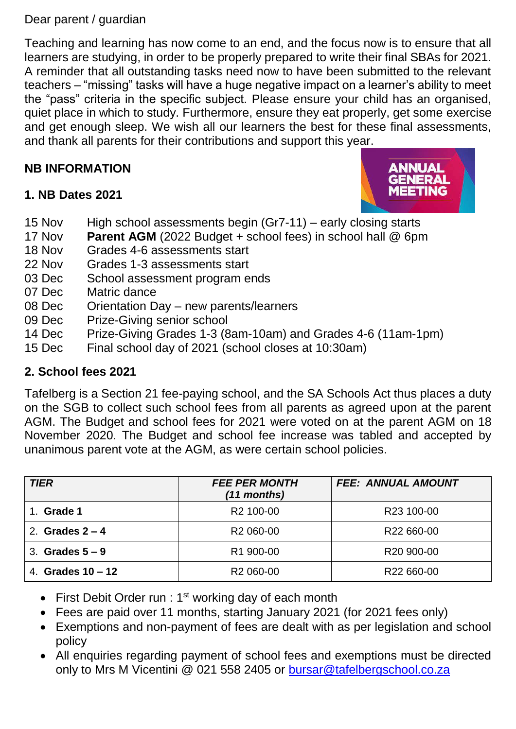Dear parent / guardian

Teaching and learning has now come to an end, and the focus now is to ensure that all learners are studying, in order to be properly prepared to write their final SBAs for 2021. A reminder that all outstanding tasks need now to have been submitted to the relevant teachers – "missing" tasks will have a huge negative impact on a learner's ability to meet the "pass" criteria in the specific subject. Please ensure your child has an organised, quiet place in which to study. Furthermore, ensure they eat properly, get some exercise and get enough sleep. We wish all our learners the best for these final assessments, and thank all parents for their contributions and support this year.

## NB INFORMATION

### 1. NB Dates 2021

| | |
|---|---|
| 15 Nov | High school assessments begin (Gr7-11) – early closing starts |
| 17 Nov | **Parent AGM** (2022 Budget + school fees) in school hall @ 6pm |
| 18 Nov | Grades 4-6 assessments start |
| 22 Nov | Grades 1-3 assessments start |
| 03 Dec | School assessment program ends |
| 07 Dec | Matric dance |
| 08 Dec | Orientation Day – new parents/learners |
| 09 Dec | Prize-Giving senior school |
| 14 Dec | Prize-Giving Grades 1-3 (8am-10am) and Grades 4-6 (11am-1pm) |
| 15 Dec | Final school day of 2021 (school closes at 10:30am) |

### 2. School fees 2021

Tafelberg is a Section 21 fee-paying school, and the SA Schools Act thus places a duty on the SGB to collect such school fees from all parents as agreed upon at the parent AGM. The Budget and school fees for 2021 were voted on at the parent AGM on 18 November 2020. The Budget and school fee increase was tabled and accepted by unanimous parent vote at the AGM, as were certain school policies.

| ***TIER*** | ***FEE PER MONTH (11 months)*** | ***FEE: ANNUAL AMOUNT*** |
|---|---|---|
| 1. **Grade 1** | R2 100-00 | R23 100-00 |
| 2. **Grades 2 – 4** | R2 060-00 | R22 660-00 |
| 3. **Grades 5 – 9** | R1 900-00 | R20 900-00 |
| 4. **Grades 10 – 12** | R2 060-00 | R22 660-00 |

- First Debit Order run : 1st working day of each month
- Fees are paid over 11 months, starting January 2021 (for 2021 fees only)
- Exemptions and non-payment of fees are dealt with as per legislation and school policy
- All enquiries regarding payment of school fees and exemptions must be directed only to Mrs M Vicentini @ 021 558 2405 or bursar@tafelbergschool.co.za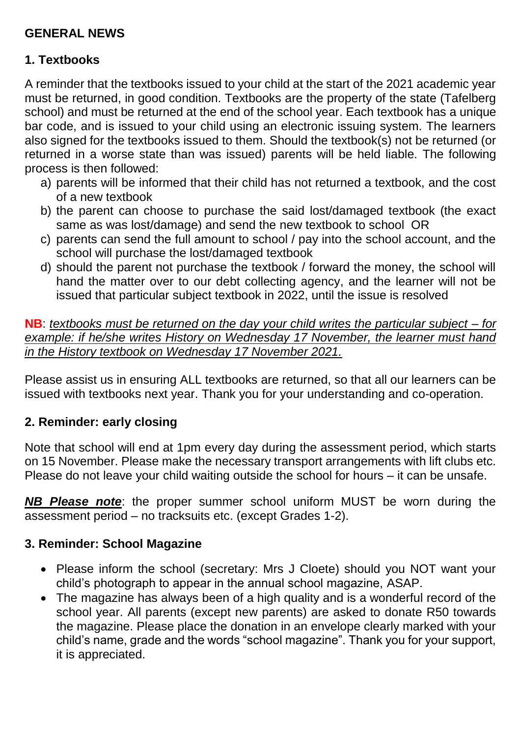## GENERAL NEWS

### 1. Textbooks

A reminder that the textbooks issued to your child at the start of the 2021 academic year must be returned, in good condition. Textbooks are the property of the state (Tafelberg school) and must be returned at the end of the school year. Each textbook has a unique bar code, and is issued to your child using an electronic issuing system. The learners also signed for the textbooks issued to them. Should the textbook(s) not be returned (or returned in a worse state than was issued) parents will be held liable. The following process is then followed:

a) parents will be informed that their child has not returned a textbook, and the cost of a new textbook
b) the parent can choose to purchase the said lost/damaged textbook (the exact same as was lost/damage) and send the new textbook to school OR
c) parents can send the full amount to school / pay into the school account, and the school will purchase the lost/damaged textbook
d) should the parent not purchase the textbook / forward the money, the school will hand the matter over to our debt collecting agency, and the learner will not be issued that particular subject textbook in 2022, until the issue is resolved

**NB**: *textbooks must be returned on the day your child writes the particular subject – for example: if he/she writes History on Wednesday 17 November, the learner must hand in the History textbook on Wednesday 17 November 2021.*

Please assist us in ensuring ALL textbooks are returned, so that all our learners can be issued with textbooks next year. Thank you for your understanding and co-operation.

### 2. Reminder: early closing

Note that school will end at 1pm every day during the assessment period, which starts on 15 November. Please make the necessary transport arrangements with lift clubs etc. Please do not leave your child waiting outside the school for hours – it can be unsafe.

***NB Please note***: the proper summer school uniform MUST be worn during the assessment period – no tracksuits etc. (except Grades 1-2).

### 3. Reminder: School Magazine

- Please inform the school (secretary: Mrs J Cloete) should you NOT want your child's photograph to appear in the annual school magazine, ASAP.
- The magazine has always been of a high quality and is a wonderful record of the school year. All parents (except new parents) are asked to donate R50 towards the magazine. Please place the donation in an envelope clearly marked with your child's name, grade and the words "school magazine". Thank you for your support, it is appreciated.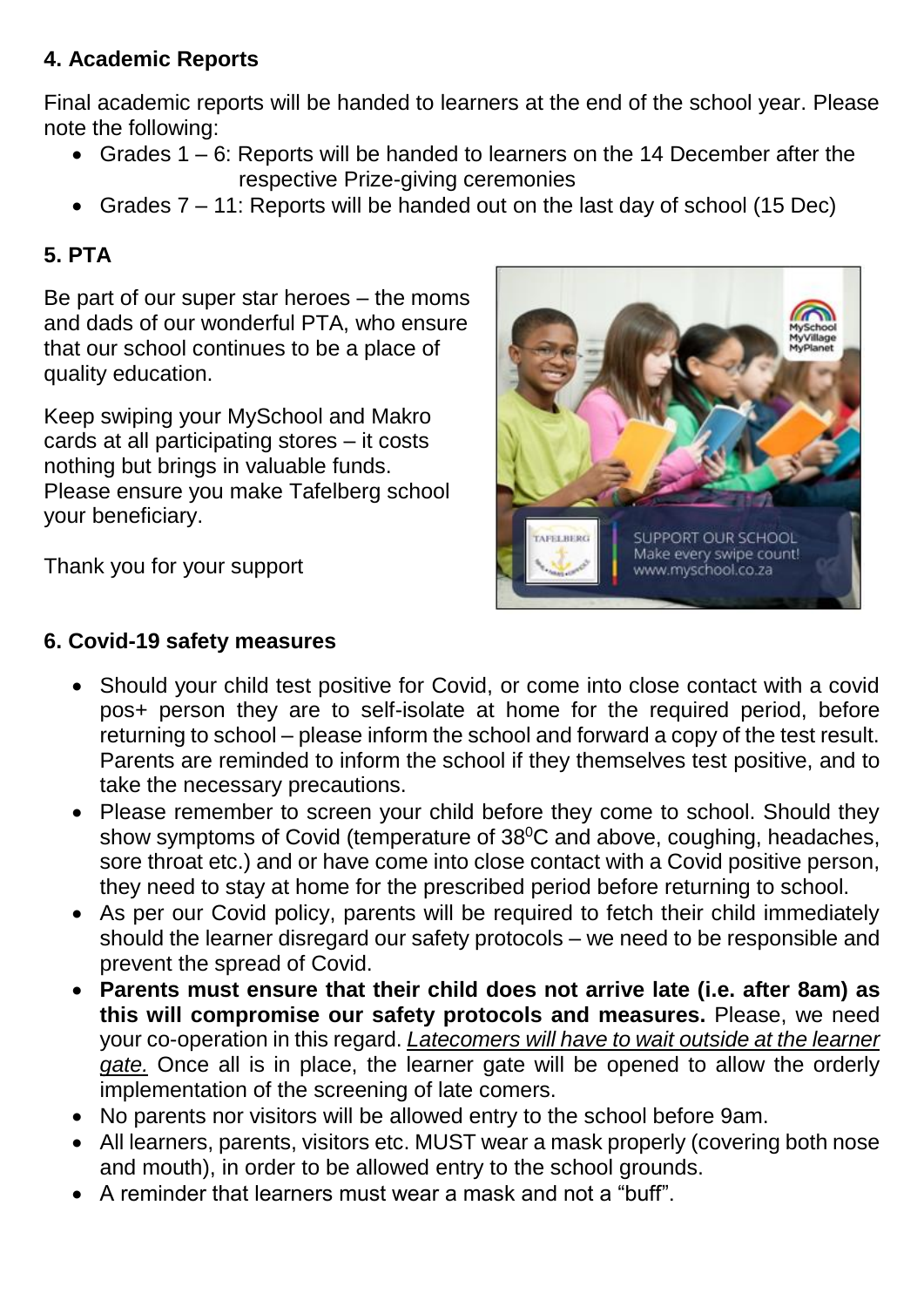**4. Academic Reports**

Final academic reports will be handed to learners at the end of the school year. Please note the following:

- Grades 1 – 6: Reports will be handed to learners on the 14 December after the respective Prize-giving ceremonies
- Grades 7 – 11: Reports will be handed out on the last day of school (15 Dec)

**5. PTA**

Be part of our super star heroes – the moms and dads of our wonderful PTA, who ensure that our school continues to be a place of quality education.

Keep swiping your MySchool and Makro cards at all participating stores – it costs nothing but brings in valuable funds. Please ensure you make Tafelberg school your beneficiary.

Thank you for your support

**6. Covid-19 safety measures**

- Should your child test positive for Covid, or come into close contact with a covid pos+ person they are to self-isolate at home for the required period, before returning to school – please inform the school and forward a copy of the test result. Parents are reminded to inform the school if they themselves test positive, and to take the necessary precautions.
- Please remember to screen your child before they come to school. Should they show symptoms of Covid (temperature of 38$^{0}$C and above, coughing, headaches, sore throat etc.) and or have come into close contact with a Covid positive person, they need to stay at home for the prescribed period before returning to school.
- As per our Covid policy, parents will be required to fetch their child immediately should the learner disregard our safety protocols – we need to be responsible and prevent the spread of Covid.
- **Parents must ensure that their child does not arrive late (i.e. after 8am) as this will compromise our safety protocols and measures.** Please, we need your co-operation in this regard. *Latecomers will have to wait outside at the learner gate.* Once all is in place, the learner gate will be opened to allow the orderly implementation of the screening of late comers.
- No parents nor visitors will be allowed entry to the school before 9am.
- All learners, parents, visitors etc. MUST wear a mask properly (covering both nose and mouth), in order to be allowed entry to the school grounds.
- A reminder that learners must wear a mask and not a "buff".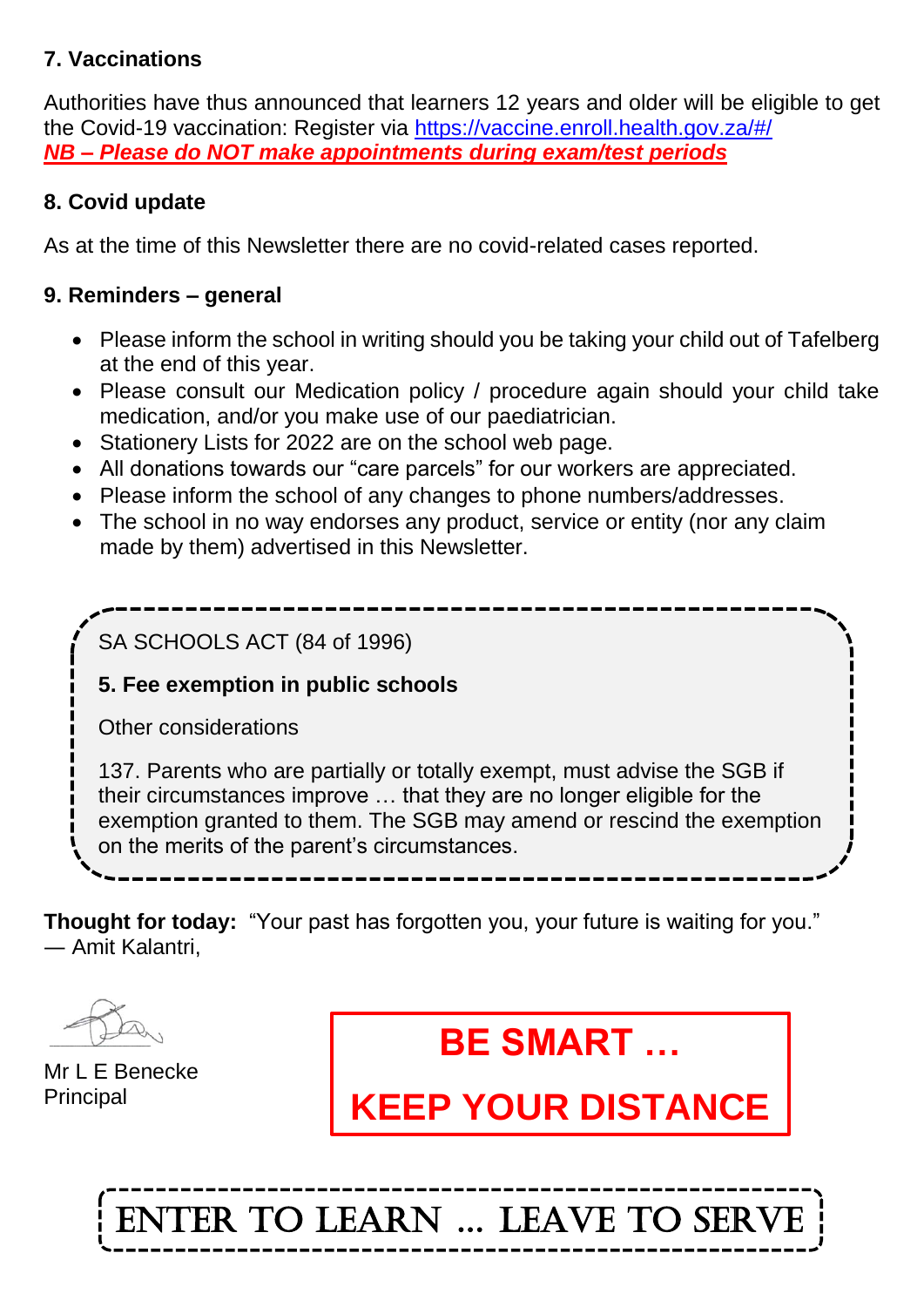### 7. Vaccinations

Authorities have thus announced that learners 12 years and older will be eligible to get the Covid-19 vaccination: Register via https://vaccine.enroll.health.gov.za/#/
***NB – Please do NOT make appointments during exam/test periods***

### 8. Covid update

As at the time of this Newsletter there are no covid-related cases reported.

### 9. Reminders – general

- Please inform the school in writing should you be taking your child out of Tafelberg at the end of this year.
- Please consult our Medication policy / procedure again should your child take medication, and/or you make use of our paediatrician.
- Stationery Lists for 2022 are on the school web page.
- All donations towards our "care parcels" for our workers are appreciated.
- Please inform the school of any changes to phone numbers/addresses.
- The school in no way endorses any product, service or entity (nor any claim made by them) advertised in this Newsletter.

SA SCHOOLS ACT (84 of 1996)

**5. Fee exemption in public schools**

Other considerations

137. Parents who are partially or totally exempt, must advise the SGB if their circumstances improve … that they are no longer eligible for the exemption granted to them. The SGB may amend or rescind the exemption on the merits of the parent's circumstances.

**Thought for today:** "Your past has forgotten you, your future is waiting for you." — Amit Kalantri,

Mr L E Benecke
Principal

**BE SMART …**

**KEEP YOUR DISTANCE**

ENTER TO LEARN … LEAVE TO SERVE